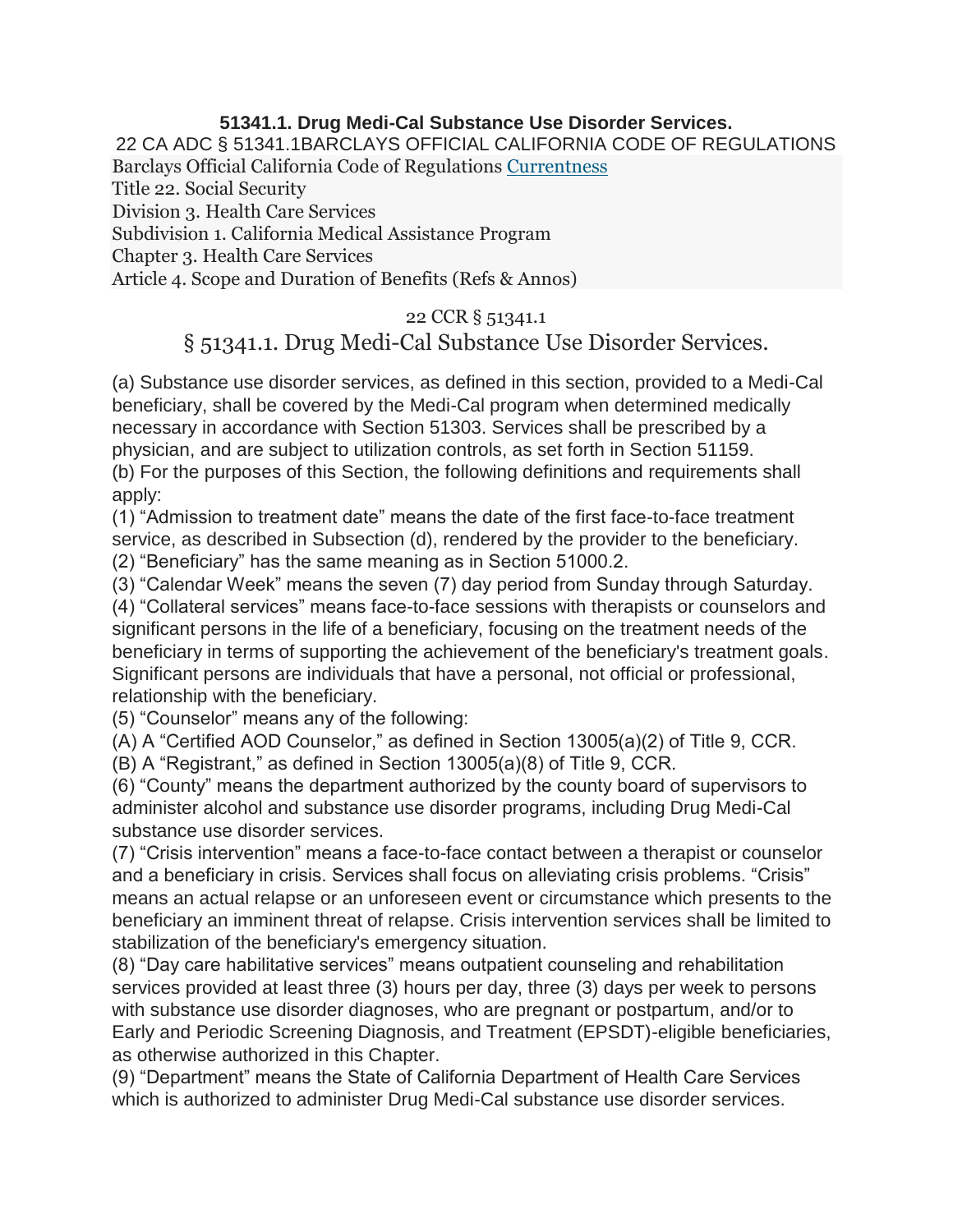**51341.1. Drug Medi-Cal Substance Use Disorder Services.**

22 CA ADC § 51341.1BARCLAYS OFFICIAL CALIFORNIA CODE OF REGULATIONS

Barclays Official California Code of Regulations Currentness

Title 22. Social Security

Division 3. Health Care Services

Subdivision 1. California Medical Assistance Program

Chapter 3. Health Care Services

Article 4. Scope and Duration of Benefits (Refs & Annos)

22 CCR § 51341.1

# § 51341.1. Drug Medi-Cal Substance Use Disorder Services.

(a) Substance use disorder services, as defined in this section, provided to a Medi-Cal beneficiary, shall be covered by the Medi-Cal program when determined medically necessary in accordance with Section 51303. Services shall be prescribed by a physician, and are subject to utilization controls, as set forth in Section 51159.

(b) For the purposes of this Section, the following definitions and requirements shall apply:

(1) "Admission to treatment date" means the date of the first face-to-face treatment service, as described in Subsection (d), rendered by the provider to the beneficiary.

(2) "Beneficiary" has the same meaning as in Section 51000.2.

(3) "Calendar Week" means the seven (7) day period from Sunday through Saturday.

(4) "Collateral services" means face-to-face sessions with therapists or counselors and significant persons in the life of a beneficiary, focusing on the treatment needs of the beneficiary in terms of supporting the achievement of the beneficiary's treatment goals. Significant persons are individuals that have a personal, not official or professional, relationship with the beneficiary.

(5) "Counselor" means any of the following:

(A) A "Certified AOD Counselor," as defined in Section 13005(a)(2) of Title 9, CCR.

(B) A "Registrant," as defined in Section 13005(a)(8) of Title 9, CCR.

(6) "County" means the department authorized by the county board of supervisors to administer alcohol and substance use disorder programs, including Drug Medi-Cal substance use disorder services.

(7) "Crisis intervention" means a face-to-face contact between a therapist or counselor and a beneficiary in crisis. Services shall focus on alleviating crisis problems. "Crisis" means an actual relapse or an unforeseen event or circumstance which presents to the beneficiary an imminent threat of relapse. Crisis intervention services shall be limited to stabilization of the beneficiary's emergency situation.

(8) "Day care habilitative services" means outpatient counseling and rehabilitation services provided at least three (3) hours per day, three (3) days per week to persons with substance use disorder diagnoses, who are pregnant or postpartum, and/or to Early and Periodic Screening Diagnosis, and Treatment (EPSDT)-eligible beneficiaries, as otherwise authorized in this Chapter.

(9) "Department" means the State of California Department of Health Care Services which is authorized to administer Drug Medi-Cal substance use disorder services.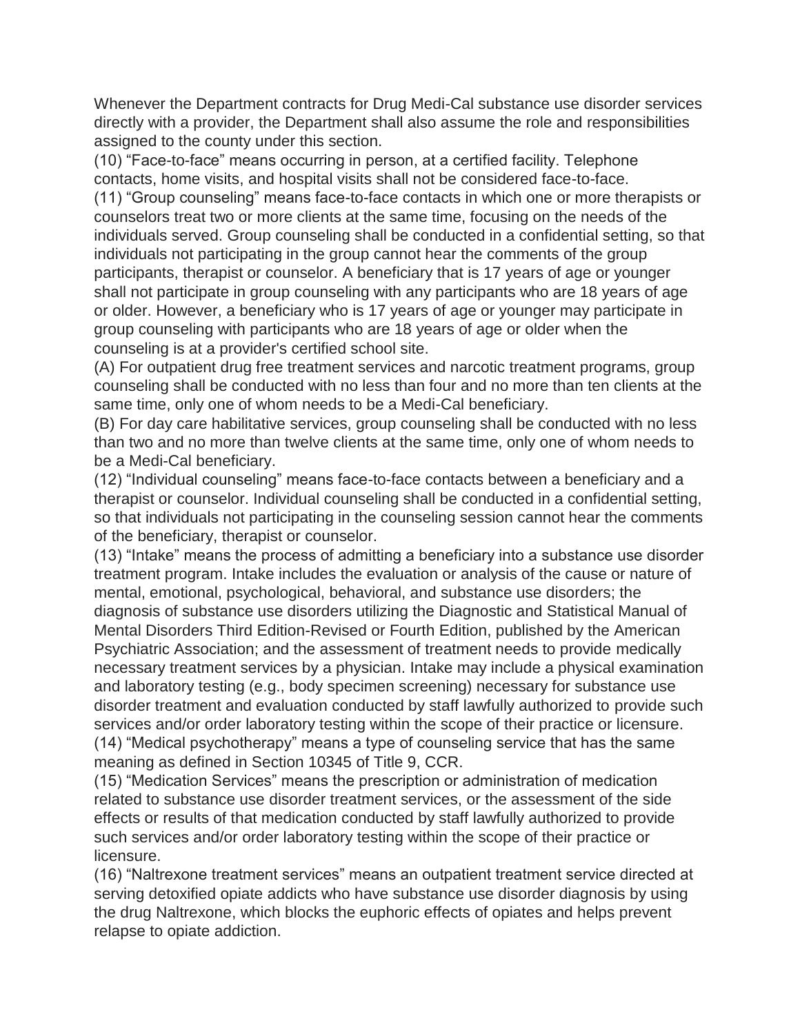Whenever the Department contracts for Drug Medi-Cal substance use disorder services directly with a provider, the Department shall also assume the role and responsibilities assigned to the county under this section.

(10) “Face-to-face” means occurring in person, at a certified facility. Telephone contacts, home visits, and hospital visits shall not be considered face-to-face.

(11) “Group counseling” means face-to-face contacts in which one or more therapists or counselors treat two or more clients at the same time, focusing on the needs of the individuals served. Group counseling shall be conducted in a confidential setting, so that individuals not participating in the group cannot hear the comments of the group participants, therapist or counselor. A beneficiary that is 17 years of age or younger shall not participate in group counseling with any participants who are 18 years of age or older. However, a beneficiary who is 17 years of age or younger may participate in group counseling with participants who are 18 years of age or older when the counseling is at a provider's certified school site.

(A) For outpatient drug free treatment services and narcotic treatment programs, group counseling shall be conducted with no less than four and no more than ten clients at the same time, only one of whom needs to be a Medi-Cal beneficiary.

(B) For day care habilitative services, group counseling shall be conducted with no less than two and no more than twelve clients at the same time, only one of whom needs to be a Medi-Cal beneficiary.

(12) “Individual counseling” means face-to-face contacts between a beneficiary and a therapist or counselor. Individual counseling shall be conducted in a confidential setting, so that individuals not participating in the counseling session cannot hear the comments of the beneficiary, therapist or counselor.

(13) “Intake” means the process of admitting a beneficiary into a substance use disorder treatment program. Intake includes the evaluation or analysis of the cause or nature of mental, emotional, psychological, behavioral, and substance use disorders; the diagnosis of substance use disorders utilizing the Diagnostic and Statistical Manual of Mental Disorders Third Edition-Revised or Fourth Edition, published by the American Psychiatric Association; and the assessment of treatment needs to provide medically necessary treatment services by a physician. Intake may include a physical examination and laboratory testing (e.g., body specimen screening) necessary for substance use disorder treatment and evaluation conducted by staff lawfully authorized to provide such services and/or order laboratory testing within the scope of their practice or licensure.

(14) “Medical psychotherapy” means a type of counseling service that has the same meaning as defined in Section 10345 of Title 9, CCR.

(15) “Medication Services” means the prescription or administration of medication related to substance use disorder treatment services, or the assessment of the side effects or results of that medication conducted by staff lawfully authorized to provide such services and/or order laboratory testing within the scope of their practice or licensure.

(16) “Naltrexone treatment services” means an outpatient treatment service directed at serving detoxified opiate addicts who have substance use disorder diagnosis by using the drug Naltrexone, which blocks the euphoric effects of opiates and helps prevent relapse to opiate addiction.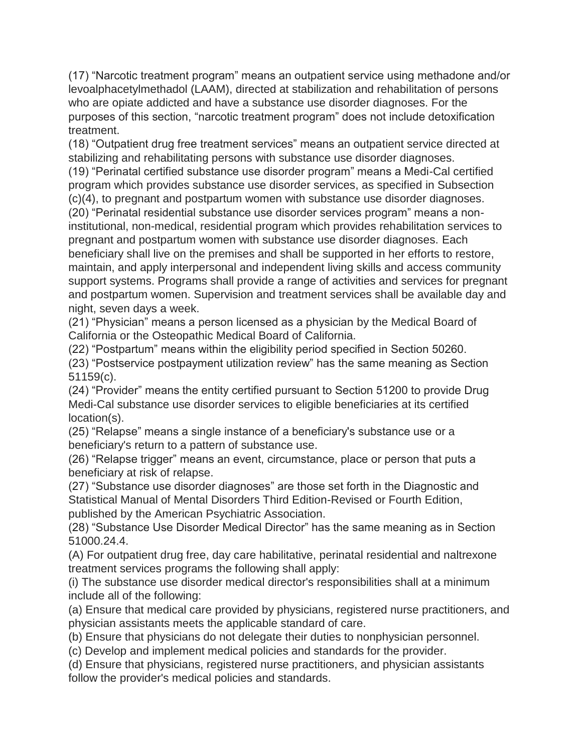(17) “Narcotic treatment program” means an outpatient service using methadone and/or levoalphacetylmethadol (LAAM), directed at stabilization and rehabilitation of persons who are opiate addicted and have a substance use disorder diagnoses. For the purposes of this section, “narcotic treatment program” does not include detoxification treatment.

(18) “Outpatient drug free treatment services” means an outpatient service directed at stabilizing and rehabilitating persons with substance use disorder diagnoses.

(19) “Perinatal certified substance use disorder program” means a Medi-Cal certified program which provides substance use disorder services, as specified in Subsection (c)(4), to pregnant and postpartum women with substance use disorder diagnoses.

(20) “Perinatal residential substance use disorder services program” means a non-institutional, non-medical, residential program which provides rehabilitation services to pregnant and postpartum women with substance use disorder diagnoses. Each beneficiary shall live on the premises and shall be supported in her efforts to restore, maintain, and apply interpersonal and independent living skills and access community support systems. Programs shall provide a range of activities and services for pregnant and postpartum women. Supervision and treatment services shall be available day and night, seven days a week.

(21) “Physician” means a person licensed as a physician by the Medical Board of California or the Osteopathic Medical Board of California.

(22) “Postpartum” means within the eligibility period specified in Section 50260.

(23) “Postservice postpayment utilization review” has the same meaning as Section 51159(c).

(24) “Provider” means the entity certified pursuant to Section 51200 to provide Drug Medi-Cal substance use disorder services to eligible beneficiaries at its certified location(s).

(25) “Relapse” means a single instance of a beneficiary's substance use or a beneficiary's return to a pattern of substance use.

(26) “Relapse trigger” means an event, circumstance, place or person that puts a beneficiary at risk of relapse.

(27) “Substance use disorder diagnoses” are those set forth in the Diagnostic and Statistical Manual of Mental Disorders Third Edition-Revised or Fourth Edition, published by the American Psychiatric Association.

(28) “Substance Use Disorder Medical Director” has the same meaning as in Section 51000.24.4.

(A) For outpatient drug free, day care habilitative, perinatal residential and naltrexone treatment services programs the following shall apply:

(i) The substance use disorder medical director's responsibilities shall at a minimum include all of the following:

(a) Ensure that medical care provided by physicians, registered nurse practitioners, and physician assistants meets the applicable standard of care.

(b) Ensure that physicians do not delegate their duties to nonphysician personnel.

(c) Develop and implement medical policies and standards for the provider.

(d) Ensure that physicians, registered nurse practitioners, and physician assistants follow the provider's medical policies and standards.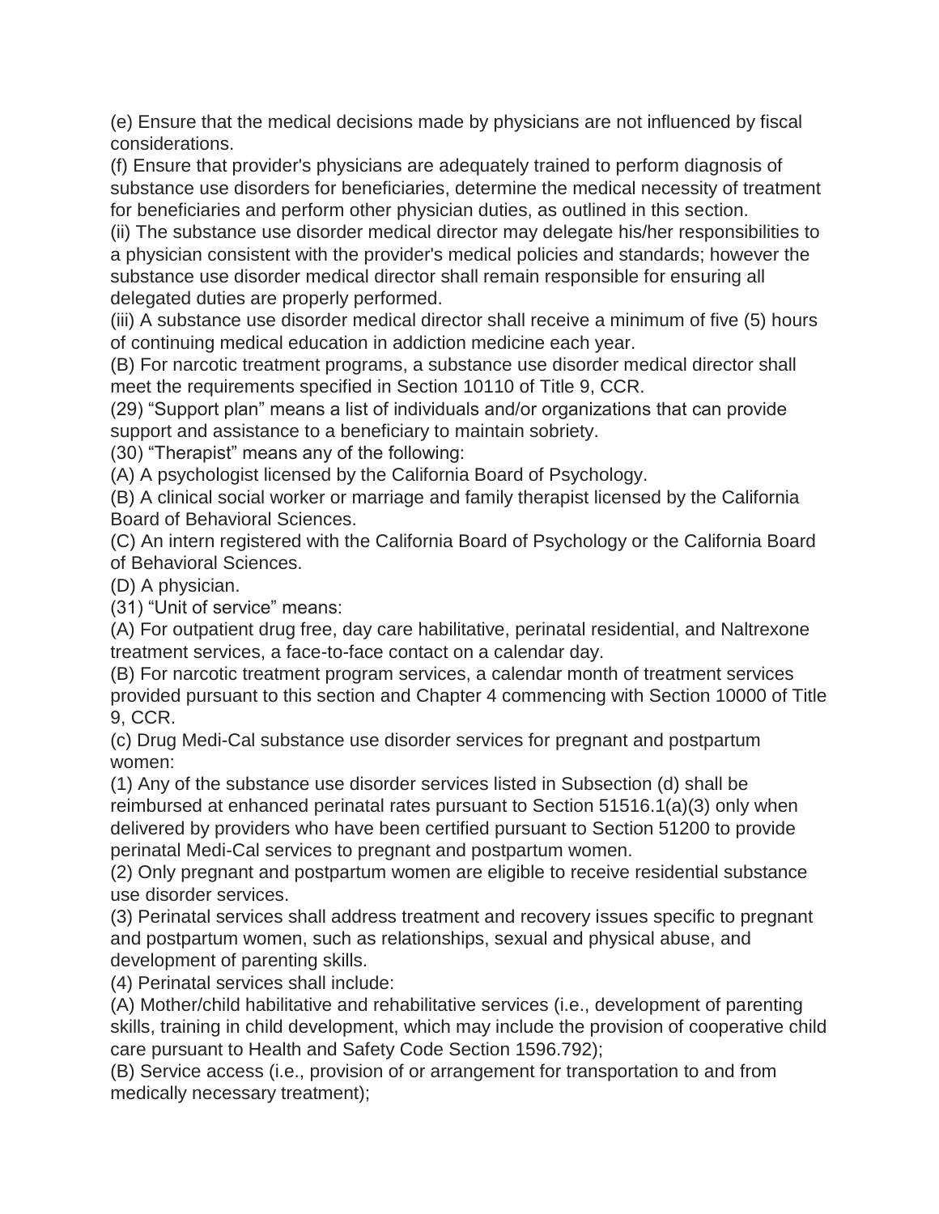(e) Ensure that the medical decisions made by physicians are not influenced by fiscal considerations.

(f) Ensure that provider's physicians are adequately trained to perform diagnosis of substance use disorders for beneficiaries, determine the medical necessity of treatment for beneficiaries and perform other physician duties, as outlined in this section.

(ii) The substance use disorder medical director may delegate his/her responsibilities to a physician consistent with the provider's medical policies and standards; however the substance use disorder medical director shall remain responsible for ensuring all delegated duties are properly performed.

(iii) A substance use disorder medical director shall receive a minimum of five (5) hours of continuing medical education in addiction medicine each year.

(B) For narcotic treatment programs, a substance use disorder medical director shall meet the requirements specified in Section 10110 of Title 9, CCR.

(29) "Support plan" means a list of individuals and/or organizations that can provide support and assistance to a beneficiary to maintain sobriety.

(30) "Therapist" means any of the following:

(A) A psychologist licensed by the California Board of Psychology.

(B) A clinical social worker or marriage and family therapist licensed by the California Board of Behavioral Sciences.

(C) An intern registered with the California Board of Psychology or the California Board of Behavioral Sciences.

(D) A physician.

(31) "Unit of service" means:

(A) For outpatient drug free, day care habilitative, perinatal residential, and Naltrexone treatment services, a face-to-face contact on a calendar day.

(B) For narcotic treatment program services, a calendar month of treatment services provided pursuant to this section and Chapter 4 commencing with Section 10000 of Title 9, CCR.

(c) Drug Medi-Cal substance use disorder services for pregnant and postpartum women:

(1) Any of the substance use disorder services listed in Subsection (d) shall be reimbursed at enhanced perinatal rates pursuant to Section 51516.1(a)(3) only when delivered by providers who have been certified pursuant to Section 51200 to provide perinatal Medi-Cal services to pregnant and postpartum women.

(2) Only pregnant and postpartum women are eligible to receive residential substance use disorder services.

(3) Perinatal services shall address treatment and recovery issues specific to pregnant and postpartum women, such as relationships, sexual and physical abuse, and development of parenting skills.

(4) Perinatal services shall include:

(A) Mother/child habilitative and rehabilitative services (i.e., development of parenting skills, training in child development, which may include the provision of cooperative child care pursuant to Health and Safety Code Section 1596.792);

(B) Service access (i.e., provision of or arrangement for transportation to and from medically necessary treatment);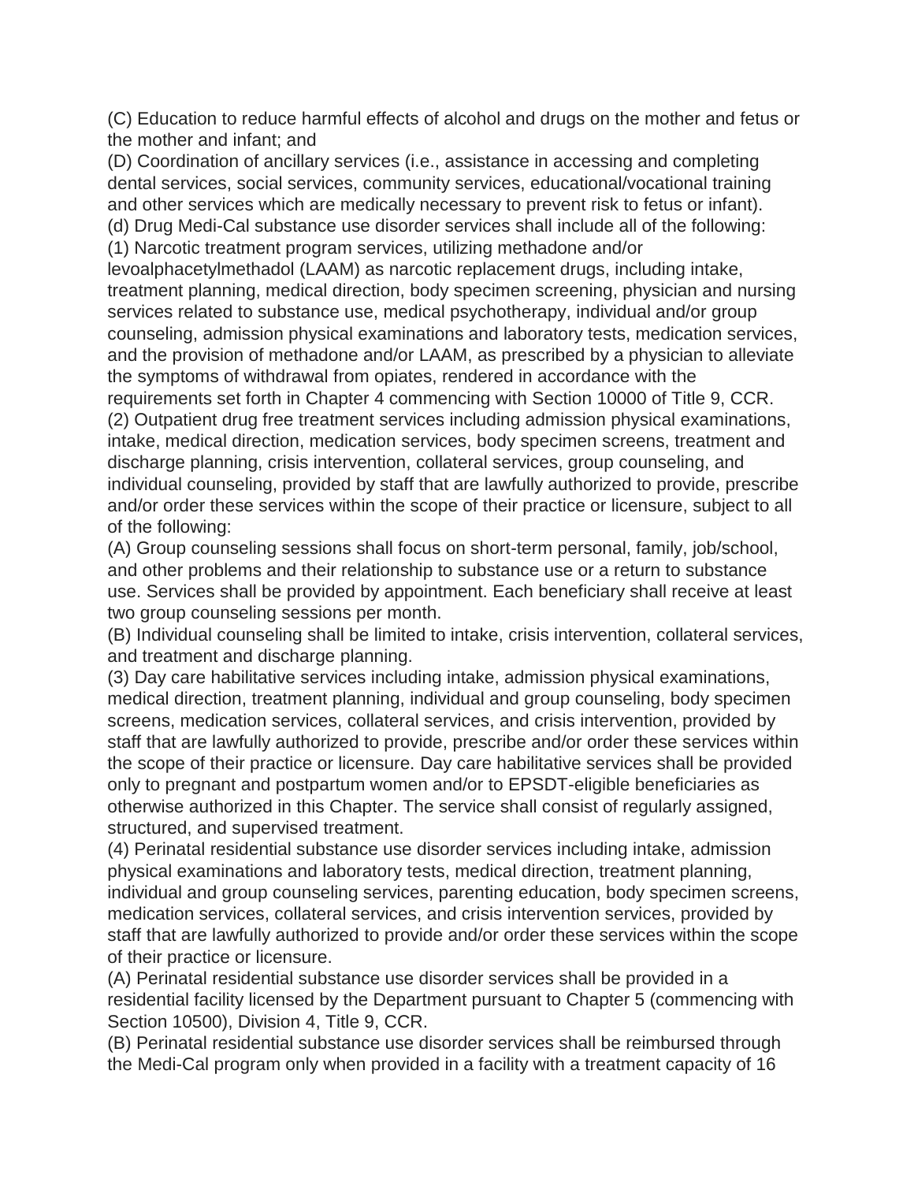(C) Education to reduce harmful effects of alcohol and drugs on the mother and fetus or the mother and infant; and

(D) Coordination of ancillary services (i.e., assistance in accessing and completing dental services, social services, community services, educational/vocational training and other services which are medically necessary to prevent risk to fetus or infant).

(d) Drug Medi-Cal substance use disorder services shall include all of the following:

(1) Narcotic treatment program services, utilizing methadone and/or levoalphacetylmethadol (LAAM) as narcotic replacement drugs, including intake, treatment planning, medical direction, body specimen screening, physician and nursing services related to substance use, medical psychotherapy, individual and/or group counseling, admission physical examinations and laboratory tests, medication services, and the provision of methadone and/or LAAM, as prescribed by a physician to alleviate the symptoms of withdrawal from opiates, rendered in accordance with the requirements set forth in Chapter 4 commencing with Section 10000 of Title 9, CCR.

(2) Outpatient drug free treatment services including admission physical examinations, intake, medical direction, medication services, body specimen screens, treatment and discharge planning, crisis intervention, collateral services, group counseling, and individual counseling, provided by staff that are lawfully authorized to provide, prescribe and/or order these services within the scope of their practice or licensure, subject to all of the following:

(A) Group counseling sessions shall focus on short-term personal, family, job/school, and other problems and their relationship to substance use or a return to substance use. Services shall be provided by appointment. Each beneficiary shall receive at least two group counseling sessions per month.

(B) Individual counseling shall be limited to intake, crisis intervention, collateral services, and treatment and discharge planning.

(3) Day care habilitative services including intake, admission physical examinations, medical direction, treatment planning, individual and group counseling, body specimen screens, medication services, collateral services, and crisis intervention, provided by staff that are lawfully authorized to provide, prescribe and/or order these services within the scope of their practice or licensure. Day care habilitative services shall be provided only to pregnant and postpartum women and/or to EPSDT-eligible beneficiaries as otherwise authorized in this Chapter. The service shall consist of regularly assigned, structured, and supervised treatment.

(4) Perinatal residential substance use disorder services including intake, admission physical examinations and laboratory tests, medical direction, treatment planning, individual and group counseling services, parenting education, body specimen screens, medication services, collateral services, and crisis intervention services, provided by staff that are lawfully authorized to provide and/or order these services within the scope of their practice or licensure.

(A) Perinatal residential substance use disorder services shall be provided in a residential facility licensed by the Department pursuant to Chapter 5 (commencing with Section 10500), Division 4, Title 9, CCR.

(B) Perinatal residential substance use disorder services shall be reimbursed through the Medi-Cal program only when provided in a facility with a treatment capacity of 16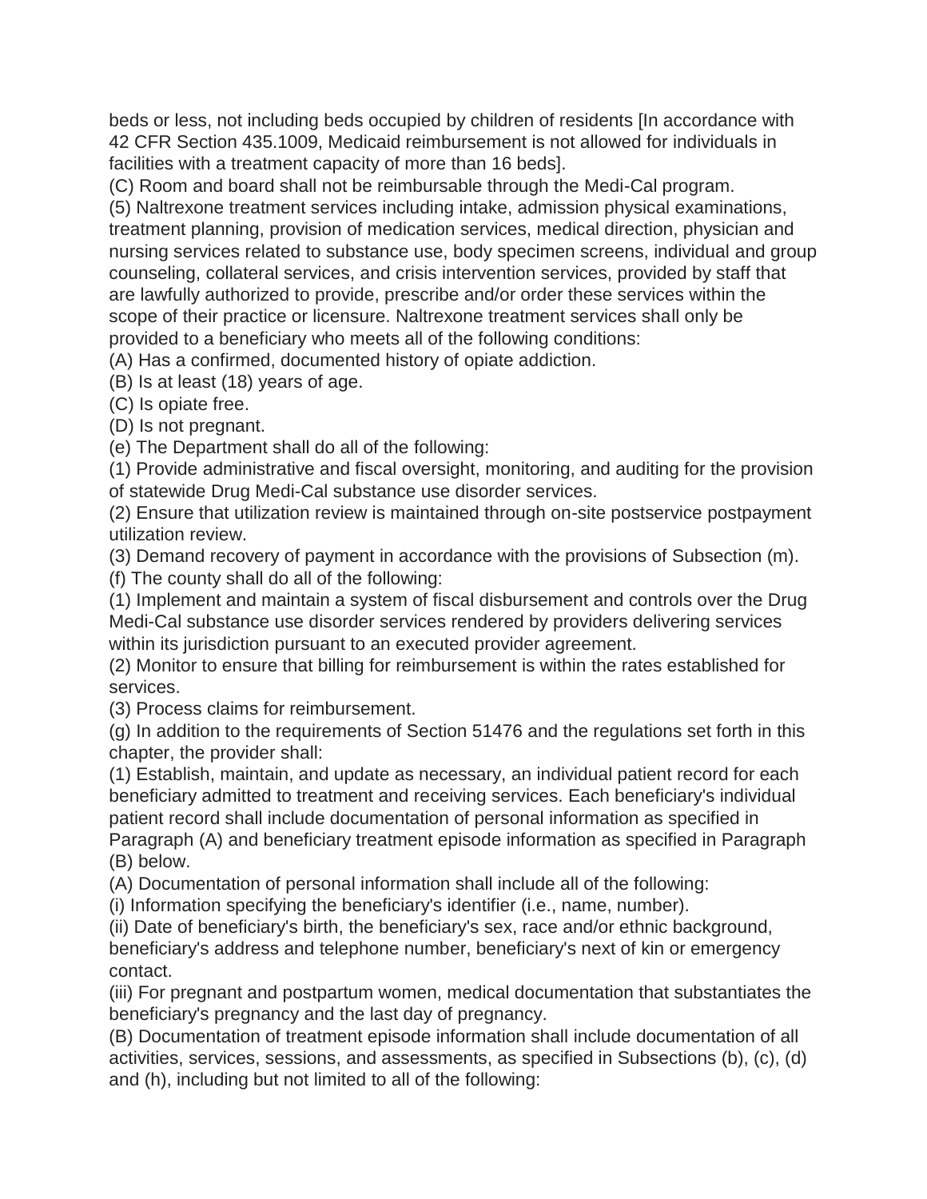beds or less, not including beds occupied by children of residents [In accordance with 42 CFR Section 435.1009, Medicaid reimbursement is not allowed for individuals in facilities with a treatment capacity of more than 16 beds].

(C) Room and board shall not be reimbursable through the Medi-Cal program.

(5) Naltrexone treatment services including intake, admission physical examinations, treatment planning, provision of medication services, medical direction, physician and nursing services related to substance use, body specimen screens, individual and group counseling, collateral services, and crisis intervention services, provided by staff that are lawfully authorized to provide, prescribe and/or order these services within the scope of their practice or licensure. Naltrexone treatment services shall only be provided to a beneficiary who meets all of the following conditions:

(A) Has a confirmed, documented history of opiate addiction.

(B) Is at least (18) years of age.

(C) Is opiate free.

(D) Is not pregnant.

(e) The Department shall do all of the following:

(1) Provide administrative and fiscal oversight, monitoring, and auditing for the provision of statewide Drug Medi-Cal substance use disorder services.

(2) Ensure that utilization review is maintained through on-site postservice postpayment utilization review.

(3) Demand recovery of payment in accordance with the provisions of Subsection (m).

(f) The county shall do all of the following:

(1) Implement and maintain a system of fiscal disbursement and controls over the Drug Medi-Cal substance use disorder services rendered by providers delivering services within its jurisdiction pursuant to an executed provider agreement.

(2) Monitor to ensure that billing for reimbursement is within the rates established for services.

(3) Process claims for reimbursement.

(g) In addition to the requirements of Section 51476 and the regulations set forth in this chapter, the provider shall:

(1) Establish, maintain, and update as necessary, an individual patient record for each beneficiary admitted to treatment and receiving services. Each beneficiary's individual patient record shall include documentation of personal information as specified in Paragraph (A) and beneficiary treatment episode information as specified in Paragraph (B) below.

(A) Documentation of personal information shall include all of the following:

(i) Information specifying the beneficiary's identifier (i.e., name, number).

(ii) Date of beneficiary's birth, the beneficiary's sex, race and/or ethnic background, beneficiary's address and telephone number, beneficiary's next of kin or emergency contact.

(iii) For pregnant and postpartum women, medical documentation that substantiates the beneficiary's pregnancy and the last day of pregnancy.

(B) Documentation of treatment episode information shall include documentation of all activities, services, sessions, and assessments, as specified in Subsections (b), (c), (d) and (h), including but not limited to all of the following: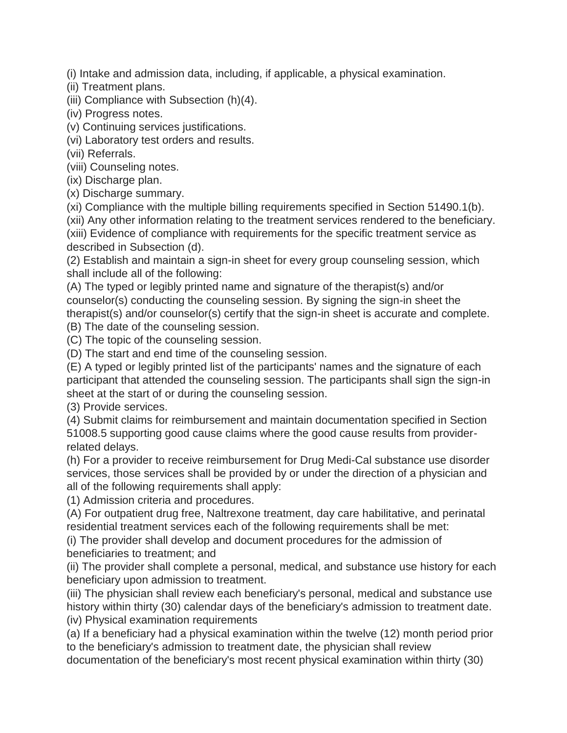(i) Intake and admission data, including, if applicable, a physical examination.
(ii) Treatment plans.
(iii) Compliance with Subsection (h)(4).
(iv) Progress notes.
(v) Continuing services justifications.
(vi) Laboratory test orders and results.
(vii) Referrals.
(viii) Counseling notes.
(ix) Discharge plan.
(x) Discharge summary.
(xi) Compliance with the multiple billing requirements specified in Section 51490.1(b).
(xii) Any other information relating to the treatment services rendered to the beneficiary.
(xiii) Evidence of compliance with requirements for the specific treatment service as described in Subsection (d).
(2) Establish and maintain a sign-in sheet for every group counseling session, which shall include all of the following:
(A) The typed or legibly printed name and signature of the therapist(s) and/or counselor(s) conducting the counseling session. By signing the sign-in sheet the therapist(s) and/or counselor(s) certify that the sign-in sheet is accurate and complete.
(B) The date of the counseling session.
(C) The topic of the counseling session.
(D) The start and end time of the counseling session.
(E) A typed or legibly printed list of the participants' names and the signature of each participant that attended the counseling session. The participants shall sign the sign-in sheet at the start of or during the counseling session.
(3) Provide services.
(4) Submit claims for reimbursement and maintain documentation specified in Section 51008.5 supporting good cause claims where the good cause results from provider-related delays.
(h) For a provider to receive reimbursement for Drug Medi-Cal substance use disorder services, those services shall be provided by or under the direction of a physician and all of the following requirements shall apply:
(1) Admission criteria and procedures.
(A) For outpatient drug free, Naltrexone treatment, day care habilitative, and perinatal residential treatment services each of the following requirements shall be met:
(i) The provider shall develop and document procedures for the admission of beneficiaries to treatment; and
(ii) The provider shall complete a personal, medical, and substance use history for each beneficiary upon admission to treatment.
(iii) The physician shall review each beneficiary's personal, medical and substance use history within thirty (30) calendar days of the beneficiary's admission to treatment date.
(iv) Physical examination requirements
(a) If a beneficiary had a physical examination within the twelve (12) month period prior to the beneficiary's admission to treatment date, the physician shall review documentation of the beneficiary's most recent physical examination within thirty (30)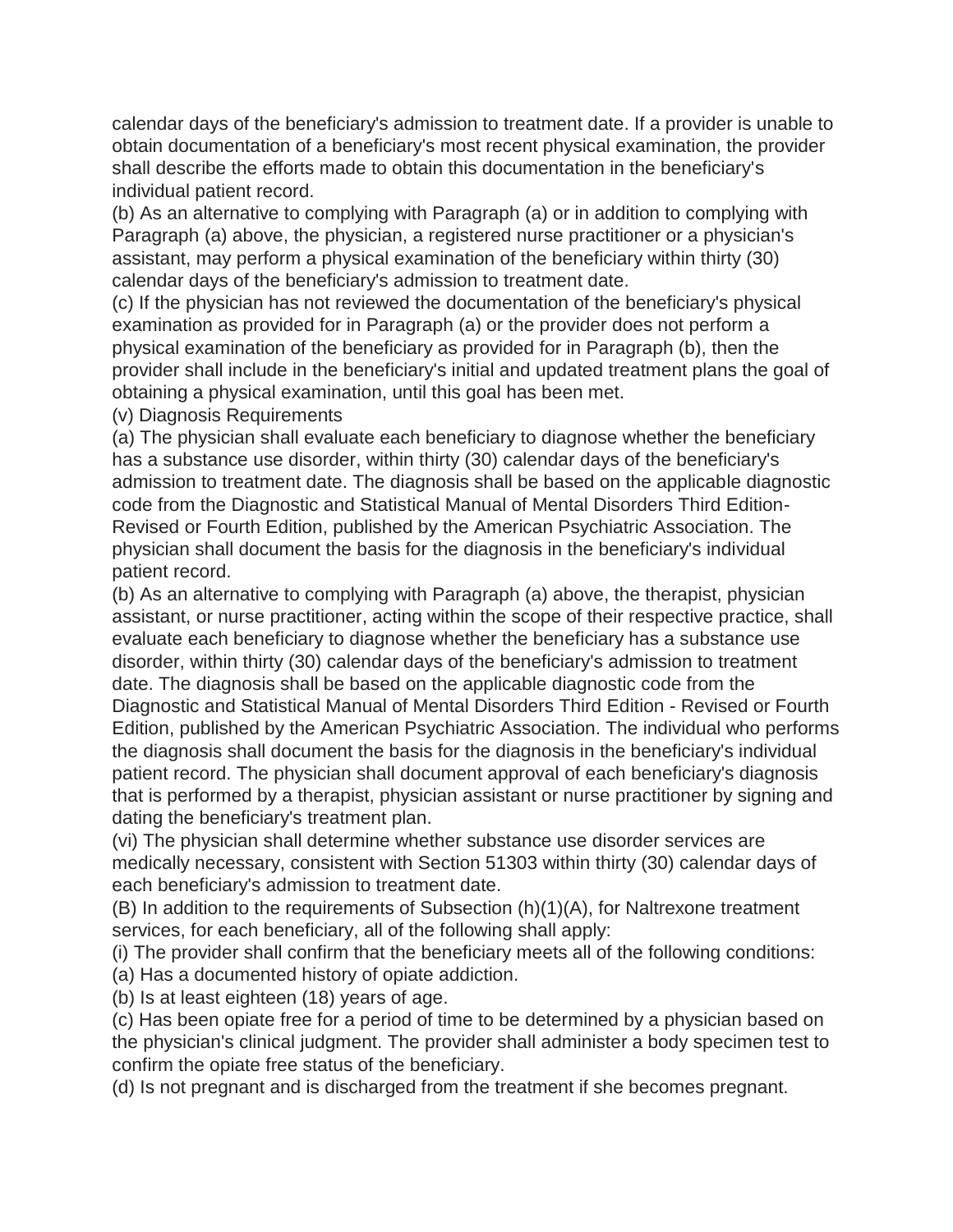calendar days of the beneficiary's admission to treatment date. If a provider is unable to obtain documentation of a beneficiary's most recent physical examination, the provider shall describe the efforts made to obtain this documentation in the beneficiary's individual patient record.

(b) As an alternative to complying with Paragraph (a) or in addition to complying with Paragraph (a) above, the physician, a registered nurse practitioner or a physician's assistant, may perform a physical examination of the beneficiary within thirty (30) calendar days of the beneficiary's admission to treatment date.

(c) If the physician has not reviewed the documentation of the beneficiary's physical examination as provided for in Paragraph (a) or the provider does not perform a physical examination of the beneficiary as provided for in Paragraph (b), then the provider shall include in the beneficiary's initial and updated treatment plans the goal of obtaining a physical examination, until this goal has been met.

(v) Diagnosis Requirements

(a) The physician shall evaluate each beneficiary to diagnose whether the beneficiary has a substance use disorder, within thirty (30) calendar days of the beneficiary's admission to treatment date. The diagnosis shall be based on the applicable diagnostic code from the Diagnostic and Statistical Manual of Mental Disorders Third Edition-Revised or Fourth Edition, published by the American Psychiatric Association. The physician shall document the basis for the diagnosis in the beneficiary's individual patient record.

(b) As an alternative to complying with Paragraph (a) above, the therapist, physician assistant, or nurse practitioner, acting within the scope of their respective practice, shall evaluate each beneficiary to diagnose whether the beneficiary has a substance use disorder, within thirty (30) calendar days of the beneficiary's admission to treatment date. The diagnosis shall be based on the applicable diagnostic code from the Diagnostic and Statistical Manual of Mental Disorders Third Edition - Revised or Fourth Edition, published by the American Psychiatric Association. The individual who performs the diagnosis shall document the basis for the diagnosis in the beneficiary's individual patient record. The physician shall document approval of each beneficiary's diagnosis that is performed by a therapist, physician assistant or nurse practitioner by signing and dating the beneficiary's treatment plan.

(vi) The physician shall determine whether substance use disorder services are medically necessary, consistent with Section 51303 within thirty (30) calendar days of each beneficiary's admission to treatment date.

(B) In addition to the requirements of Subsection (h)(1)(A), for Naltrexone treatment services, for each beneficiary, all of the following shall apply:

(i) The provider shall confirm that the beneficiary meets all of the following conditions:

(a) Has a documented history of opiate addiction.

(b) Is at least eighteen (18) years of age.

(c) Has been opiate free for a period of time to be determined by a physician based on the physician's clinical judgment. The provider shall administer a body specimen test to confirm the opiate free status of the beneficiary.

(d) Is not pregnant and is discharged from the treatment if she becomes pregnant.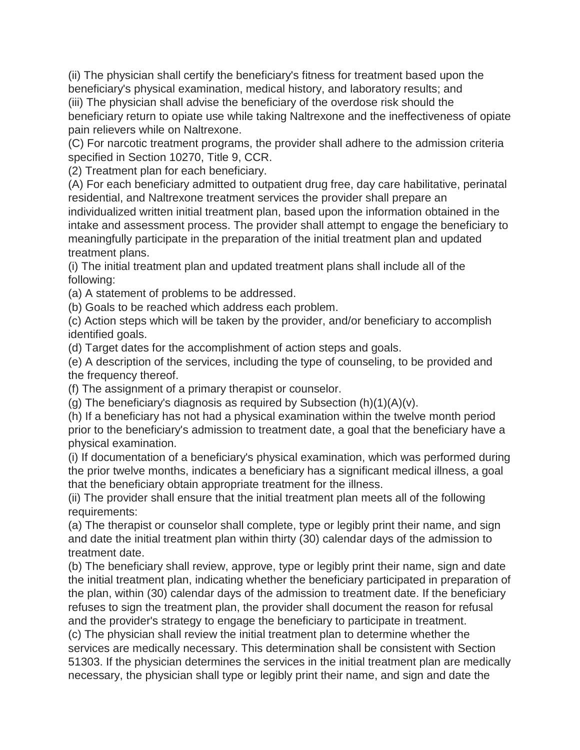(ii) The physician shall certify the beneficiary's fitness for treatment based upon the beneficiary's physical examination, medical history, and laboratory results; and

(iii) The physician shall advise the beneficiary of the overdose risk should the beneficiary return to opiate use while taking Naltrexone and the ineffectiveness of opiate pain relievers while on Naltrexone.

(C) For narcotic treatment programs, the provider shall adhere to the admission criteria specified in Section 10270, Title 9, CCR.

(2) Treatment plan for each beneficiary.

(A) For each beneficiary admitted to outpatient drug free, day care habilitative, perinatal residential, and Naltrexone treatment services the provider shall prepare an individualized written initial treatment plan, based upon the information obtained in the intake and assessment process. The provider shall attempt to engage the beneficiary to meaningfully participate in the preparation of the initial treatment plan and updated treatment plans.

(i) The initial treatment plan and updated treatment plans shall include all of the following:

(a) A statement of problems to be addressed.

(b) Goals to be reached which address each problem.

(c) Action steps which will be taken by the provider, and/or beneficiary to accomplish identified goals.

(d) Target dates for the accomplishment of action steps and goals.

(e) A description of the services, including the type of counseling, to be provided and the frequency thereof.

(f) The assignment of a primary therapist or counselor.

(g) The beneficiary's diagnosis as required by Subsection (h)(1)(A)(v).

(h) If a beneficiary has not had a physical examination within the twelve month period prior to the beneficiary's admission to treatment date, a goal that the beneficiary have a physical examination.

(i) If documentation of a beneficiary's physical examination, which was performed during the prior twelve months, indicates a beneficiary has a significant medical illness, a goal that the beneficiary obtain appropriate treatment for the illness.

(ii) The provider shall ensure that the initial treatment plan meets all of the following requirements:

(a) The therapist or counselor shall complete, type or legibly print their name, and sign and date the initial treatment plan within thirty (30) calendar days of the admission to treatment date.

(b) The beneficiary shall review, approve, type or legibly print their name, sign and date the initial treatment plan, indicating whether the beneficiary participated in preparation of the plan, within (30) calendar days of the admission to treatment date. If the beneficiary refuses to sign the treatment plan, the provider shall document the reason for refusal and the provider's strategy to engage the beneficiary to participate in treatment.

(c) The physician shall review the initial treatment plan to determine whether the services are medically necessary. This determination shall be consistent with Section 51303. If the physician determines the services in the initial treatment plan are medically necessary, the physician shall type or legibly print their name, and sign and date the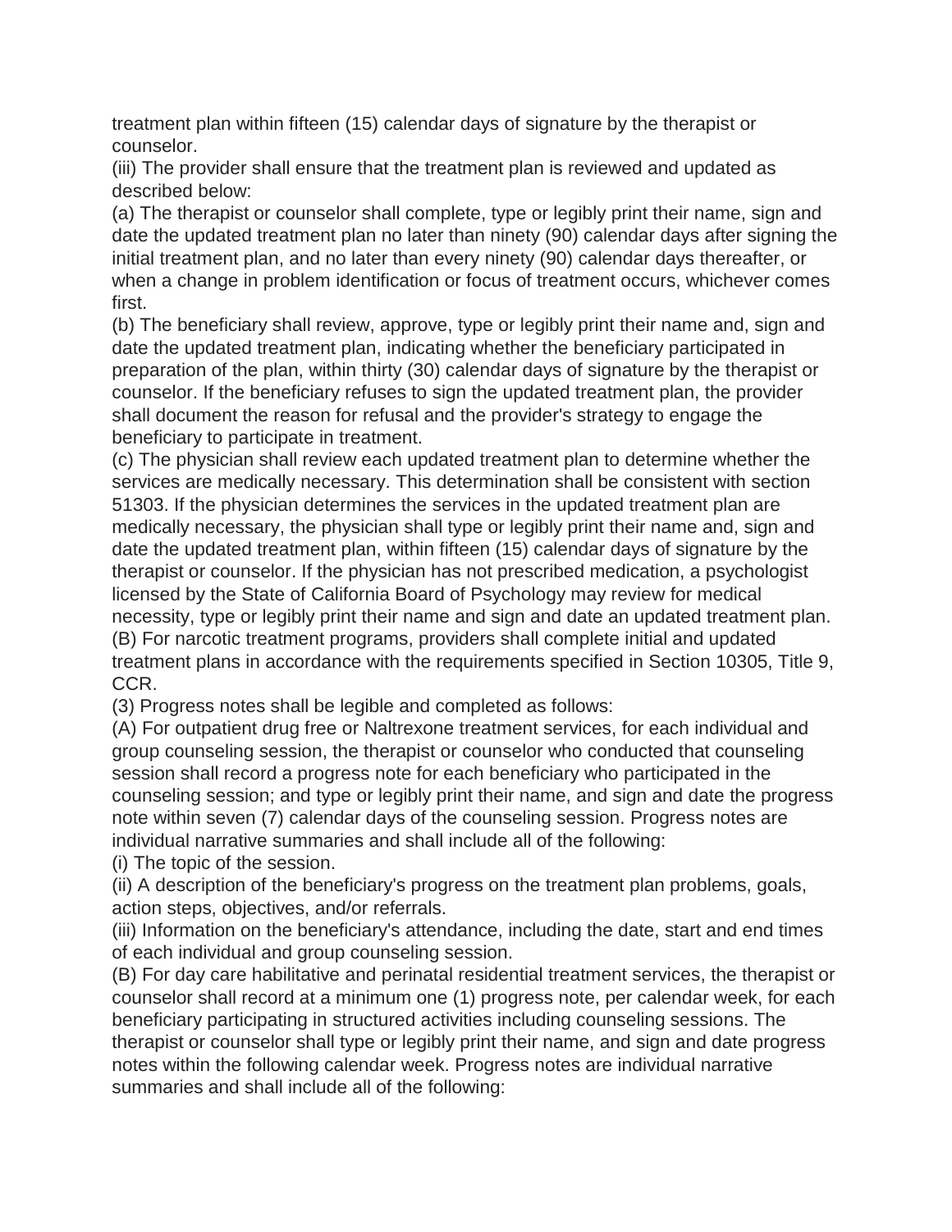treatment plan within fifteen (15) calendar days of signature by the therapist or counselor.

(iii) The provider shall ensure that the treatment plan is reviewed and updated as described below:

(a) The therapist or counselor shall complete, type or legibly print their name, sign and date the updated treatment plan no later than ninety (90) calendar days after signing the initial treatment plan, and no later than every ninety (90) calendar days thereafter, or when a change in problem identification or focus of treatment occurs, whichever comes first.

(b) The beneficiary shall review, approve, type or legibly print their name and, sign and date the updated treatment plan, indicating whether the beneficiary participated in preparation of the plan, within thirty (30) calendar days of signature by the therapist or counselor. If the beneficiary refuses to sign the updated treatment plan, the provider shall document the reason for refusal and the provider's strategy to engage the beneficiary to participate in treatment.

(c) The physician shall review each updated treatment plan to determine whether the services are medically necessary. This determination shall be consistent with section 51303. If the physician determines the services in the updated treatment plan are medically necessary, the physician shall type or legibly print their name and, sign and date the updated treatment plan, within fifteen (15) calendar days of signature by the therapist or counselor. If the physician has not prescribed medication, a psychologist licensed by the State of California Board of Psychology may review for medical necessity, type or legibly print their name and sign and date an updated treatment plan.

(B) For narcotic treatment programs, providers shall complete initial and updated treatment plans in accordance with the requirements specified in Section 10305, Title 9, CCR.

(3) Progress notes shall be legible and completed as follows:

(A) For outpatient drug free or Naltrexone treatment services, for each individual and group counseling session, the therapist or counselor who conducted that counseling session shall record a progress note for each beneficiary who participated in the counseling session; and type or legibly print their name, and sign and date the progress note within seven (7) calendar days of the counseling session. Progress notes are individual narrative summaries and shall include all of the following:

(i) The topic of the session.

(ii) A description of the beneficiary's progress on the treatment plan problems, goals, action steps, objectives, and/or referrals.

(iii) Information on the beneficiary's attendance, including the date, start and end times of each individual and group counseling session.

(B) For day care habilitative and perinatal residential treatment services, the therapist or counselor shall record at a minimum one (1) progress note, per calendar week, for each beneficiary participating in structured activities including counseling sessions. The therapist or counselor shall type or legibly print their name, and sign and date progress notes within the following calendar week. Progress notes are individual narrative summaries and shall include all of the following: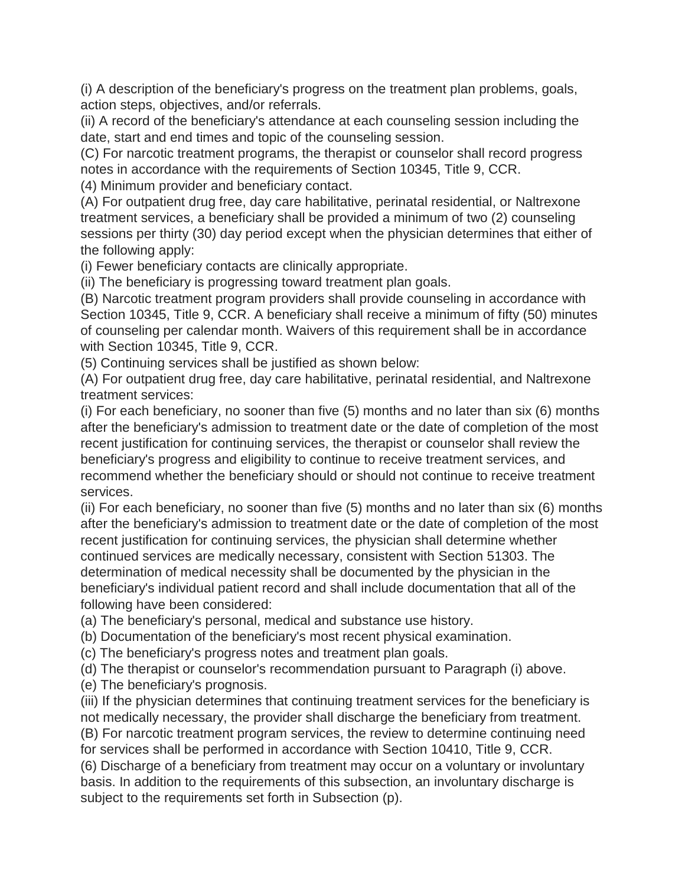(i) A description of the beneficiary's progress on the treatment plan problems, goals, action steps, objectives, and/or referrals.

(ii) A record of the beneficiary's attendance at each counseling session including the date, start and end times and topic of the counseling session.

(C) For narcotic treatment programs, the therapist or counselor shall record progress notes in accordance with the requirements of Section 10345, Title 9, CCR.

(4) Minimum provider and beneficiary contact.

(A) For outpatient drug free, day care habilitative, perinatal residential, or Naltrexone treatment services, a beneficiary shall be provided a minimum of two (2) counseling sessions per thirty (30) day period except when the physician determines that either of the following apply:

(i) Fewer beneficiary contacts are clinically appropriate.

(ii) The beneficiary is progressing toward treatment plan goals.

(B) Narcotic treatment program providers shall provide counseling in accordance with Section 10345, Title 9, CCR. A beneficiary shall receive a minimum of fifty (50) minutes of counseling per calendar month. Waivers of this requirement shall be in accordance with Section 10345, Title 9, CCR.

(5) Continuing services shall be justified as shown below:

(A) For outpatient drug free, day care habilitative, perinatal residential, and Naltrexone treatment services:

(i) For each beneficiary, no sooner than five (5) months and no later than six (6) months after the beneficiary's admission to treatment date or the date of completion of the most recent justification for continuing services, the therapist or counselor shall review the beneficiary's progress and eligibility to continue to receive treatment services, and recommend whether the beneficiary should or should not continue to receive treatment services.

(ii) For each beneficiary, no sooner than five (5) months and no later than six (6) months after the beneficiary's admission to treatment date or the date of completion of the most recent justification for continuing services, the physician shall determine whether continued services are medically necessary, consistent with Section 51303. The determination of medical necessity shall be documented by the physician in the beneficiary's individual patient record and shall include documentation that all of the following have been considered:

(a) The beneficiary's personal, medical and substance use history.

(b) Documentation of the beneficiary's most recent physical examination.

(c) The beneficiary's progress notes and treatment plan goals.

(d) The therapist or counselor's recommendation pursuant to Paragraph (i) above.

(e) The beneficiary's prognosis.

(iii) If the physician determines that continuing treatment services for the beneficiary is not medically necessary, the provider shall discharge the beneficiary from treatment.

(B) For narcotic treatment program services, the review to determine continuing need for services shall be performed in accordance with Section 10410, Title 9, CCR.

(6) Discharge of a beneficiary from treatment may occur on a voluntary or involuntary basis. In addition to the requirements of this subsection, an involuntary discharge is subject to the requirements set forth in Subsection (p).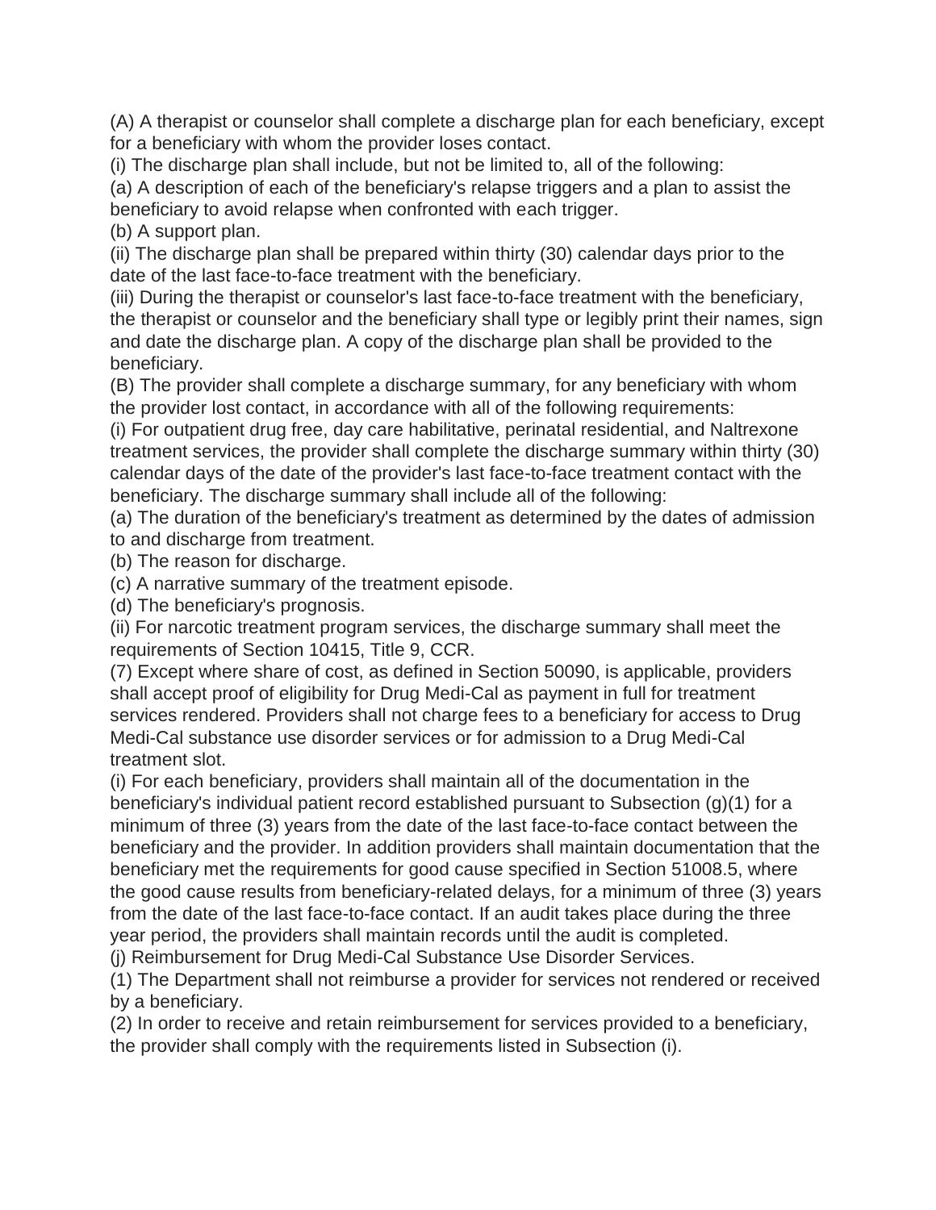(A) A therapist or counselor shall complete a discharge plan for each beneficiary, except for a beneficiary with whom the provider loses contact.

(i) The discharge plan shall include, but not be limited to, all of the following:

(a) A description of each of the beneficiary's relapse triggers and a plan to assist the beneficiary to avoid relapse when confronted with each trigger.

(b) A support plan.

(ii) The discharge plan shall be prepared within thirty (30) calendar days prior to the date of the last face-to-face treatment with the beneficiary.

(iii) During the therapist or counselor's last face-to-face treatment with the beneficiary, the therapist or counselor and the beneficiary shall type or legibly print their names, sign and date the discharge plan. A copy of the discharge plan shall be provided to the beneficiary.

(B) The provider shall complete a discharge summary, for any beneficiary with whom the provider lost contact, in accordance with all of the following requirements:

(i) For outpatient drug free, day care habilitative, perinatal residential, and Naltrexone treatment services, the provider shall complete the discharge summary within thirty (30) calendar days of the date of the provider's last face-to-face treatment contact with the beneficiary. The discharge summary shall include all of the following:

(a) The duration of the beneficiary's treatment as determined by the dates of admission to and discharge from treatment.

(b) The reason for discharge.

(c) A narrative summary of the treatment episode.

(d) The beneficiary's prognosis.

(ii) For narcotic treatment program services, the discharge summary shall meet the requirements of Section 10415, Title 9, CCR.

(7) Except where share of cost, as defined in Section 50090, is applicable, providers shall accept proof of eligibility for Drug Medi-Cal as payment in full for treatment services rendered. Providers shall not charge fees to a beneficiary for access to Drug Medi-Cal substance use disorder services or for admission to a Drug Medi-Cal treatment slot.

(i) For each beneficiary, providers shall maintain all of the documentation in the beneficiary's individual patient record established pursuant to Subsection (g)(1) for a minimum of three (3) years from the date of the last face-to-face contact between the beneficiary and the provider. In addition providers shall maintain documentation that the beneficiary met the requirements for good cause specified in Section 51008.5, where the good cause results from beneficiary-related delays, for a minimum of three (3) years from the date of the last face-to-face contact. If an audit takes place during the three year period, the providers shall maintain records until the audit is completed.

(j) Reimbursement for Drug Medi-Cal Substance Use Disorder Services.

(1) The Department shall not reimburse a provider for services not rendered or received by a beneficiary.

(2) In order to receive and retain reimbursement for services provided to a beneficiary, the provider shall comply with the requirements listed in Subsection (i).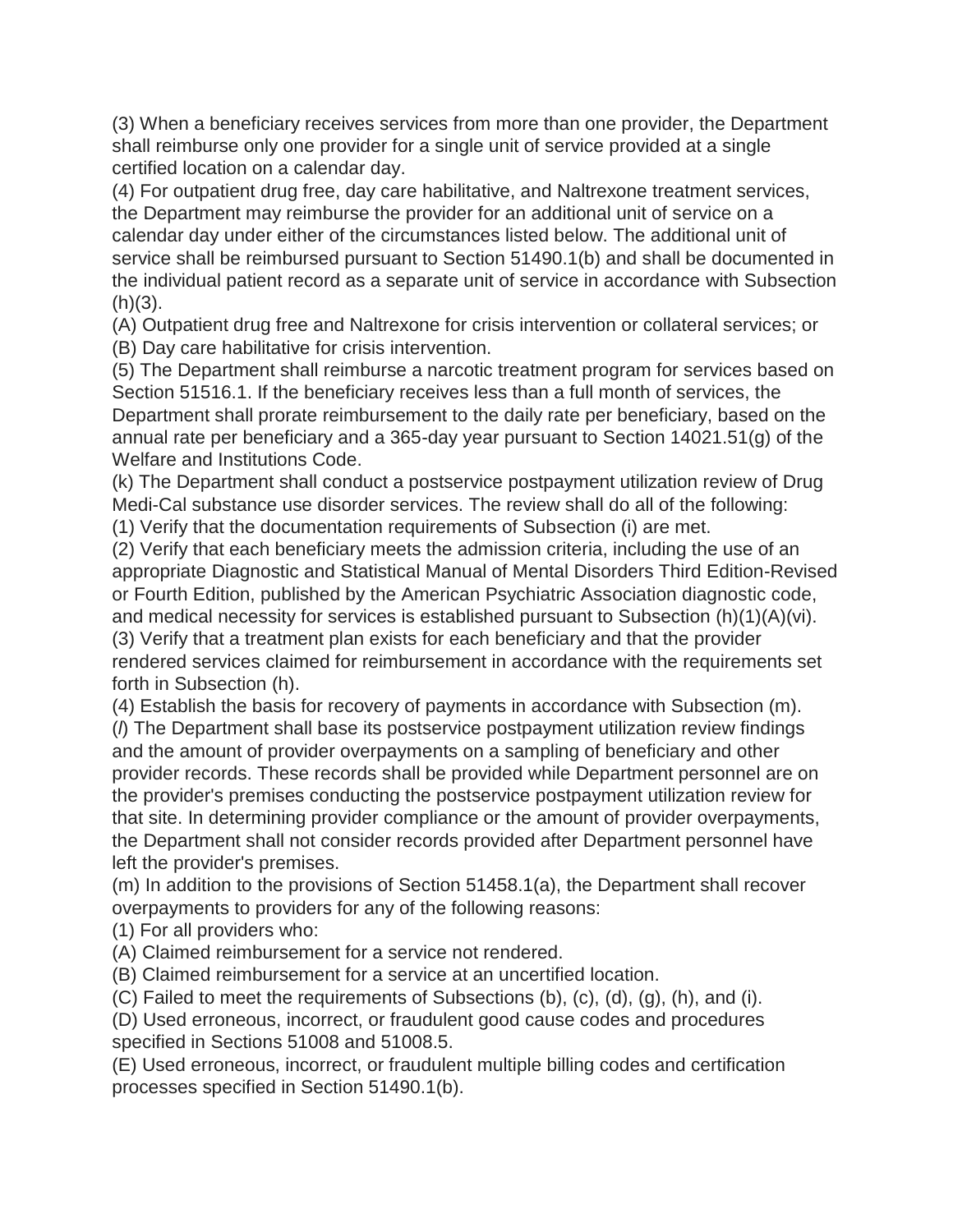(3) When a beneficiary receives services from more than one provider, the Department shall reimburse only one provider for a single unit of service provided at a single certified location on a calendar day.

(4) For outpatient drug free, day care habilitative, and Naltrexone treatment services, the Department may reimburse the provider for an additional unit of service on a calendar day under either of the circumstances listed below. The additional unit of service shall be reimbursed pursuant to Section 51490.1(b) and shall be documented in the individual patient record as a separate unit of service in accordance with Subsection (h)(3).

(A) Outpatient drug free and Naltrexone for crisis intervention or collateral services; or

(B) Day care habilitative for crisis intervention.

(5) The Department shall reimburse a narcotic treatment program for services based on Section 51516.1. If the beneficiary receives less than a full month of services, the Department shall prorate reimbursement to the daily rate per beneficiary, based on the annual rate per beneficiary and a 365-day year pursuant to Section 14021.51(g) of the Welfare and Institutions Code.

(k) The Department shall conduct a postservice postpayment utilization review of Drug Medi-Cal substance use disorder services. The review shall do all of the following:

(1) Verify that the documentation requirements of Subsection (i) are met.

(2) Verify that each beneficiary meets the admission criteria, including the use of an appropriate Diagnostic and Statistical Manual of Mental Disorders Third Edition-Revised or Fourth Edition, published by the American Psychiatric Association diagnostic code, and medical necessity for services is established pursuant to Subsection (h)(1)(A)(vi).

(3) Verify that a treatment plan exists for each beneficiary and that the provider rendered services claimed for reimbursement in accordance with the requirements set forth in Subsection (h).

(4) Establish the basis for recovery of payments in accordance with Subsection (m).

(*l*) The Department shall base its postservice postpayment utilization review findings and the amount of provider overpayments on a sampling of beneficiary and other provider records. These records shall be provided while Department personnel are on the provider's premises conducting the postservice postpayment utilization review for that site. In determining provider compliance or the amount of provider overpayments, the Department shall not consider records provided after Department personnel have left the provider's premises.

(m) In addition to the provisions of Section 51458.1(a), the Department shall recover overpayments to providers for any of the following reasons:

(1) For all providers who:

(A) Claimed reimbursement for a service not rendered.

(B) Claimed reimbursement for a service at an uncertified location.

(C) Failed to meet the requirements of Subsections (b), (c), (d), (g), (h), and (i).

(D) Used erroneous, incorrect, or fraudulent good cause codes and procedures specified in Sections 51008 and 51008.5.

(E) Used erroneous, incorrect, or fraudulent multiple billing codes and certification processes specified in Section 51490.1(b).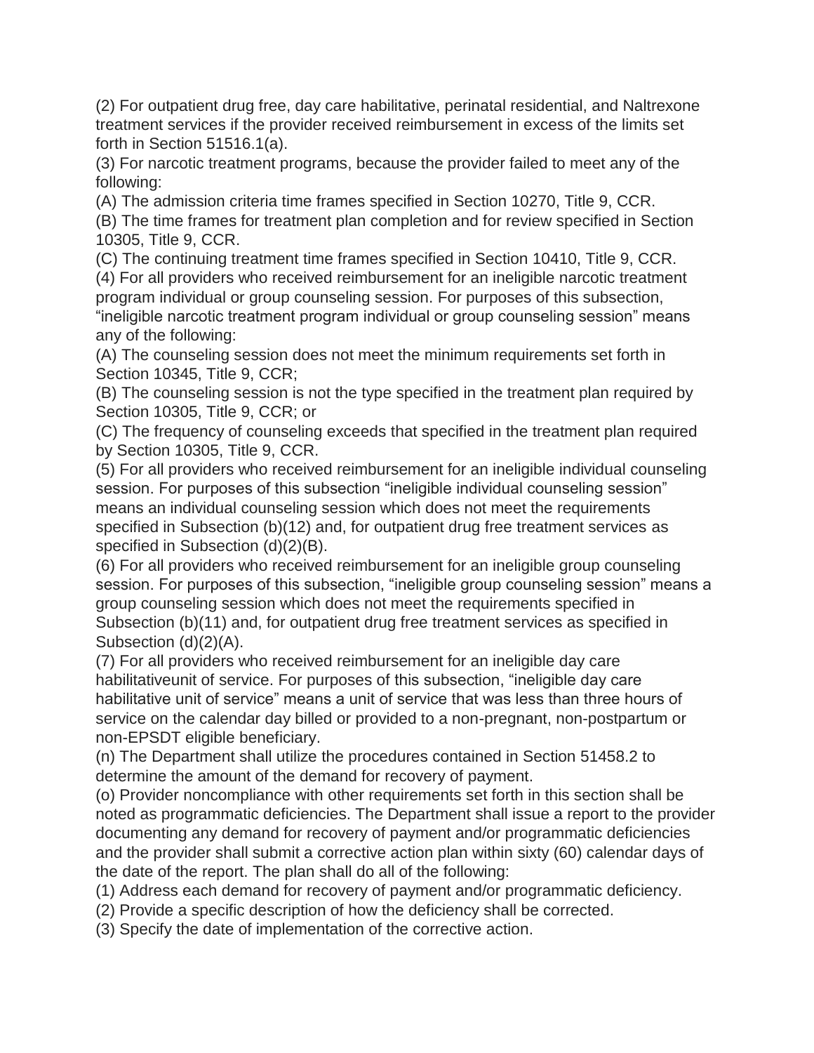(2) For outpatient drug free, day care habilitative, perinatal residential, and Naltrexone treatment services if the provider received reimbursement in excess of the limits set forth in Section 51516.1(a).

(3) For narcotic treatment programs, because the provider failed to meet any of the following:

(A) The admission criteria time frames specified in Section 10270, Title 9, CCR.

(B) The time frames for treatment plan completion and for review specified in Section 10305, Title 9, CCR.

(C) The continuing treatment time frames specified in Section 10410, Title 9, CCR.

(4) For all providers who received reimbursement for an ineligible narcotic treatment program individual or group counseling session. For purposes of this subsection, "ineligible narcotic treatment program individual or group counseling session" means any of the following:

(A) The counseling session does not meet the minimum requirements set forth in Section 10345, Title 9, CCR;

(B) The counseling session is not the type specified in the treatment plan required by Section 10305, Title 9, CCR; or

(C) The frequency of counseling exceeds that specified in the treatment plan required by Section 10305, Title 9, CCR.

(5) For all providers who received reimbursement for an ineligible individual counseling session. For purposes of this subsection "ineligible individual counseling session" means an individual counseling session which does not meet the requirements specified in Subsection (b)(12) and, for outpatient drug free treatment services as specified in Subsection (d)(2)(B).

(6) For all providers who received reimbursement for an ineligible group counseling session. For purposes of this subsection, "ineligible group counseling session" means a group counseling session which does not meet the requirements specified in Subsection (b)(11) and, for outpatient drug free treatment services as specified in Subsection (d)(2)(A).

(7) For all providers who received reimbursement for an ineligible day care habilitativeunit of service. For purposes of this subsection, "ineligible day care habilitative unit of service" means a unit of service that was less than three hours of service on the calendar day billed or provided to a non-pregnant, non-postpartum or non-EPSDT eligible beneficiary.

(n) The Department shall utilize the procedures contained in Section 51458.2 to determine the amount of the demand for recovery of payment.

(o) Provider noncompliance with other requirements set forth in this section shall be noted as programmatic deficiencies. The Department shall issue a report to the provider documenting any demand for recovery of payment and/or programmatic deficiencies and the provider shall submit a corrective action plan within sixty (60) calendar days of the date of the report. The plan shall do all of the following:

(1) Address each demand for recovery of payment and/or programmatic deficiency.

(2) Provide a specific description of how the deficiency shall be corrected.

(3) Specify the date of implementation of the corrective action.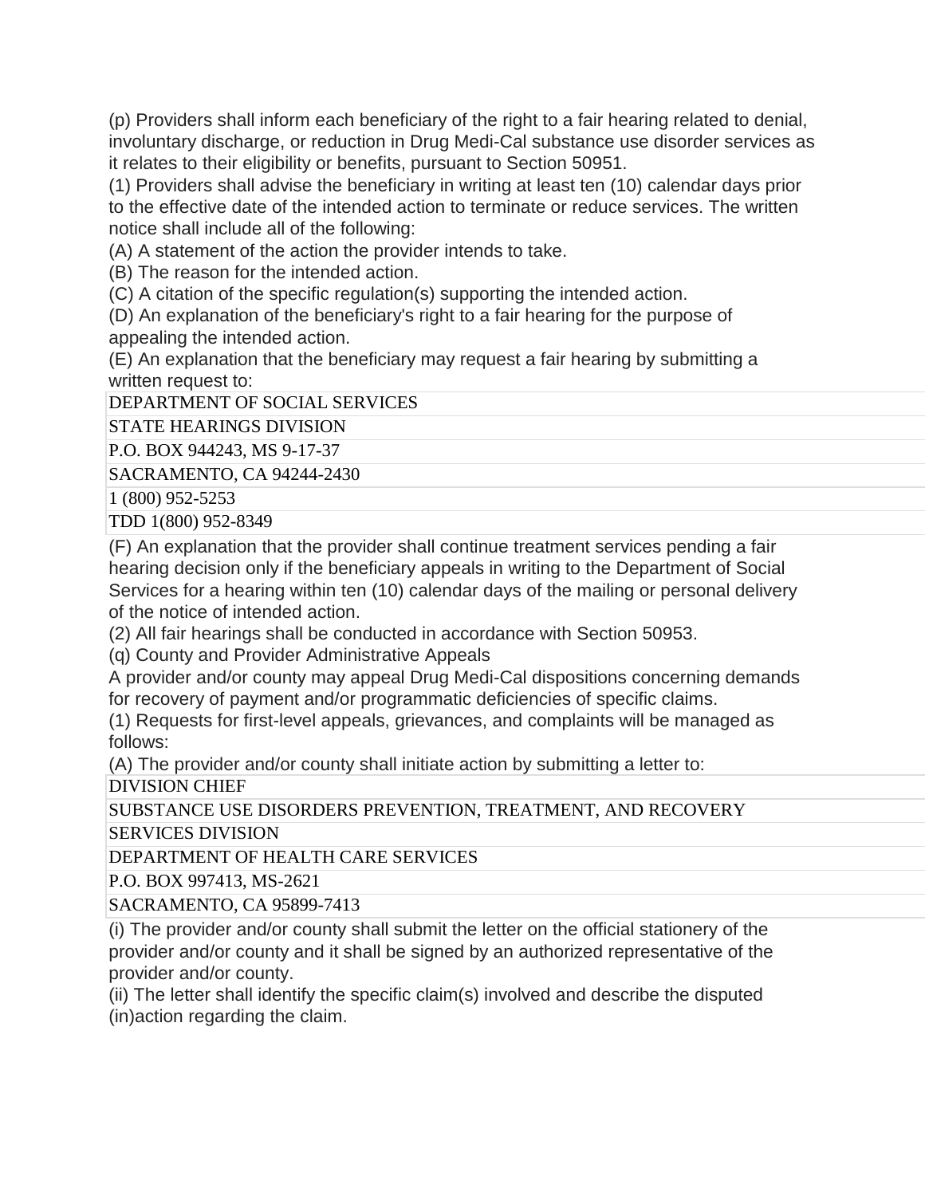(p) Providers shall inform each beneficiary of the right to a fair hearing related to denial, involuntary discharge, or reduction in Drug Medi-Cal substance use disorder services as it relates to their eligibility or benefits, pursuant to Section 50951.

(1) Providers shall advise the beneficiary in writing at least ten (10) calendar days prior to the effective date of the intended action to terminate or reduce services. The written notice shall include all of the following:

(A) A statement of the action the provider intends to take.

(B) The reason for the intended action.

(C) A citation of the specific regulation(s) supporting the intended action.

(D) An explanation of the beneficiary's right to a fair hearing for the purpose of appealing the intended action.

(E) An explanation that the beneficiary may request a fair hearing by submitting a written request to:

| DEPARTMENT OF SOCIAL SERVICES |
|---|
| STATE HEARINGS DIVISION |
| P.O. BOX 944243, MS 9-17-37 |
| SACRAMENTO, CA 94244-2430 |
| 1 (800) 952-5253 |
| TDD 1(800) 952-8349 |

(F) An explanation that the provider shall continue treatment services pending a fair hearing decision only if the beneficiary appeals in writing to the Department of Social Services for a hearing within ten (10) calendar days of the mailing or personal delivery of the notice of intended action.

(2) All fair hearings shall be conducted in accordance with Section 50953.

(q) County and Provider Administrative Appeals

A provider and/or county may appeal Drug Medi-Cal dispositions concerning demands for recovery of payment and/or programmatic deficiencies of specific claims.

(1) Requests for first-level appeals, grievances, and complaints will be managed as follows:

(A) The provider and/or county shall initiate action by submitting a letter to:

| DIVISION CHIEF |
|---|
| SUBSTANCE USE DISORDERS PREVENTION, TREATMENT, AND RECOVERY |
| SERVICES DIVISION |
| DEPARTMENT OF HEALTH CARE SERVICES |
| P.O. BOX 997413, MS-2621 |
| SACRAMENTO, CA 95899-7413 |

(i) The provider and/or county shall submit the letter on the official stationery of the provider and/or county and it shall be signed by an authorized representative of the provider and/or county.

(ii) The letter shall identify the specific claim(s) involved and describe the disputed (in)action regarding the claim.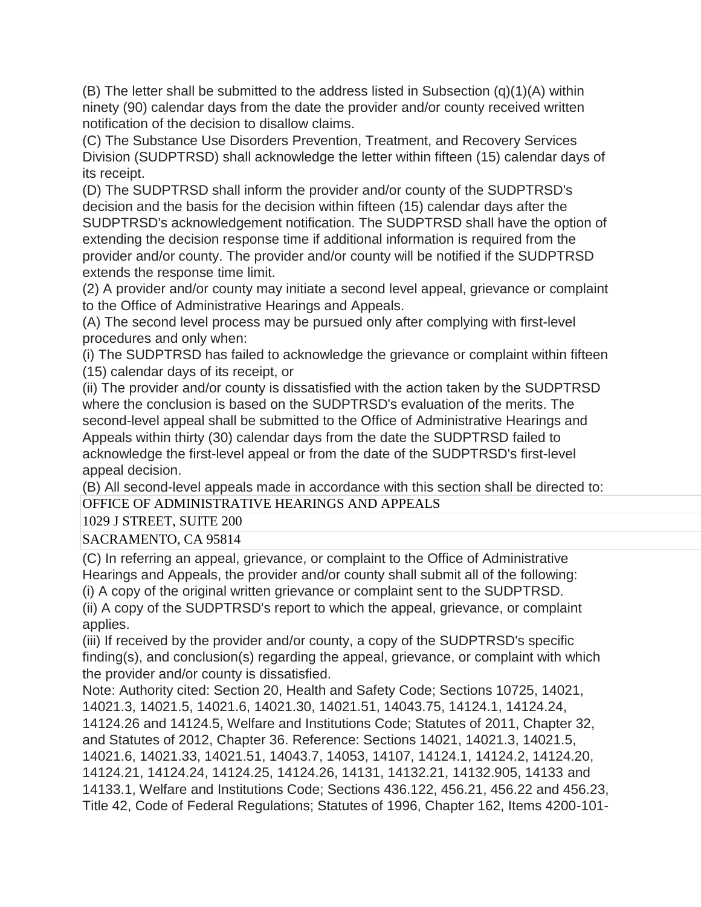(B) The letter shall be submitted to the address listed in Subsection (q)(1)(A) within ninety (90) calendar days from the date the provider and/or county received written notification of the decision to disallow claims.

(C) The Substance Use Disorders Prevention, Treatment, and Recovery Services Division (SUDPTRSD) shall acknowledge the letter within fifteen (15) calendar days of its receipt.

(D) The SUDPTRSD shall inform the provider and/or county of the SUDPTRSD's decision and the basis for the decision within fifteen (15) calendar days after the SUDPTRSD's acknowledgement notification. The SUDPTRSD shall have the option of extending the decision response time if additional information is required from the provider and/or county. The provider and/or county will be notified if the SUDPTRSD extends the response time limit.

(2) A provider and/or county may initiate a second level appeal, grievance or complaint to the Office of Administrative Hearings and Appeals.

(A) The second level process may be pursued only after complying with first-level procedures and only when:

(i) The SUDPTRSD has failed to acknowledge the grievance or complaint within fifteen (15) calendar days of its receipt, or

(ii) The provider and/or county is dissatisfied with the action taken by the SUDPTRSD where the conclusion is based on the SUDPTRSD's evaluation of the merits. The second-level appeal shall be submitted to the Office of Administrative Hearings and Appeals within thirty (30) calendar days from the date the SUDPTRSD failed to acknowledge the first-level appeal or from the date of the SUDPTRSD's first-level appeal decision.

(B) All second-level appeals made in accordance with this section shall be directed to:

OFFICE OF ADMINISTRATIVE HEARINGS AND APPEALS
1029 J STREET, SUITE 200
SACRAMENTO, CA 95814

(C) In referring an appeal, grievance, or complaint to the Office of Administrative Hearings and Appeals, the provider and/or county shall submit all of the following:

(i) A copy of the original written grievance or complaint sent to the SUDPTRSD.

(ii) A copy of the SUDPTRSD's report to which the appeal, grievance, or complaint applies.

(iii) If received by the provider and/or county, a copy of the SUDPTRSD's specific finding(s), and conclusion(s) regarding the appeal, grievance, or complaint with which the provider and/or county is dissatisfied.

Note: Authority cited: Section 20, Health and Safety Code; Sections 10725, 14021, 14021.3, 14021.5, 14021.6, 14021.30, 14021.51, 14043.75, 14124.1, 14124.24, 14124.26 and 14124.5, Welfare and Institutions Code; Statutes of 2011, Chapter 32, and Statutes of 2012, Chapter 36. Reference: Sections 14021, 14021.3, 14021.5, 14021.6, 14021.33, 14021.51, 14043.7, 14053, 14107, 14124.1, 14124.2, 14124.20, 14124.21, 14124.24, 14124.25, 14124.26, 14131, 14132.21, 14132.905, 14133 and 14133.1, Welfare and Institutions Code; Sections 436.122, 456.21, 456.22 and 456.23, Title 42, Code of Federal Regulations; Statutes of 1996, Chapter 162, Items 4200-101-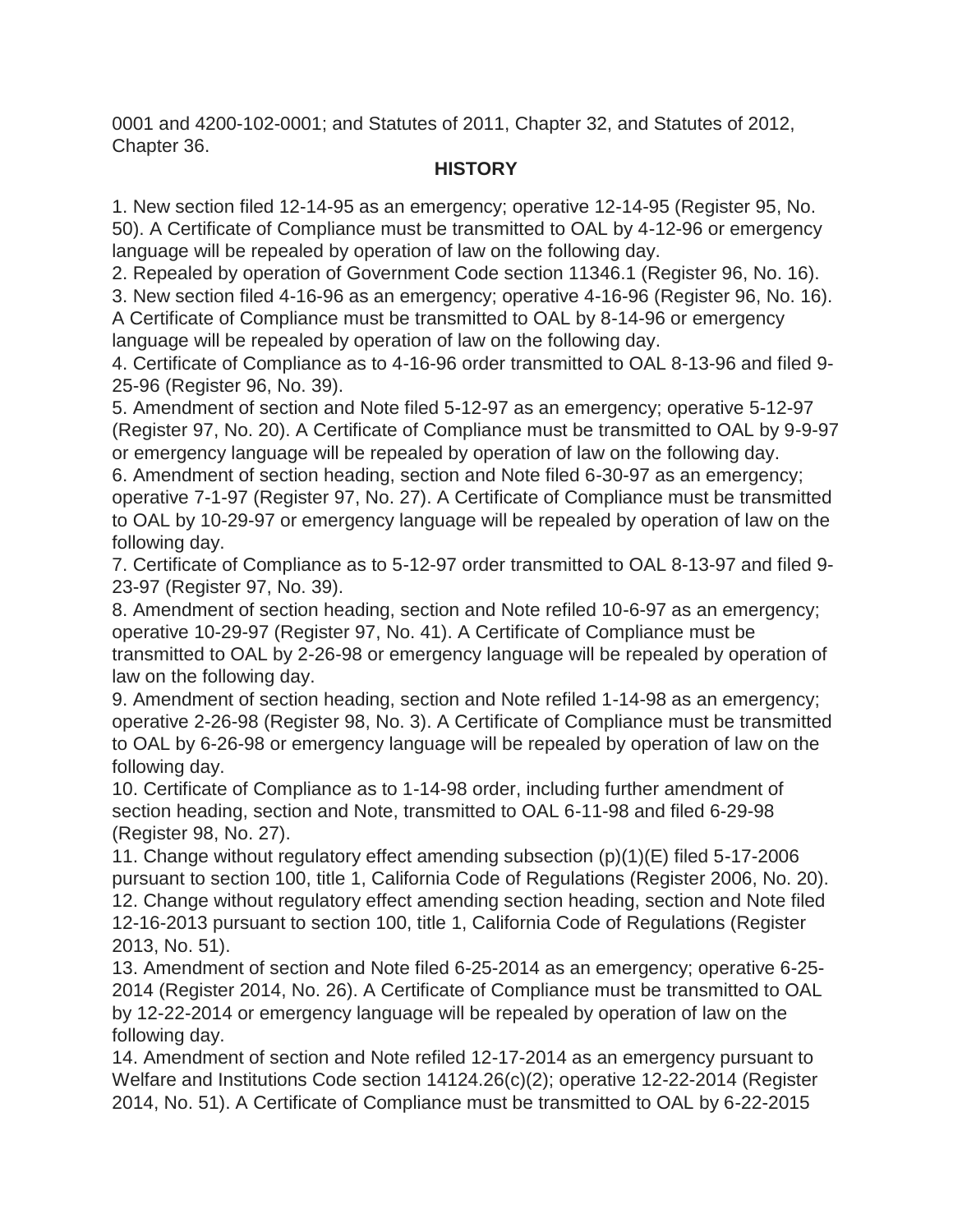0001 and 4200-102-0001; and Statutes of 2011, Chapter 32, and Statutes of 2012, Chapter 36.

**HISTORY**

1. New section filed 12-14-95 as an emergency; operative 12-14-95 (Register 95, No. 50). A Certificate of Compliance must be transmitted to OAL by 4-12-96 or emergency language will be repealed by operation of law on the following day.
2. Repealed by operation of Government Code section 11346.1 (Register 96, No. 16).
3. New section filed 4-16-96 as an emergency; operative 4-16-96 (Register 96, No. 16). A Certificate of Compliance must be transmitted to OAL by 8-14-96 or emergency language will be repealed by operation of law on the following day.
4. Certificate of Compliance as to 4-16-96 order transmitted to OAL 8-13-96 and filed 9-25-96 (Register 96, No. 39).
5. Amendment of section and Note filed 5-12-97 as an emergency; operative 5-12-97 (Register 97, No. 20). A Certificate of Compliance must be transmitted to OAL by 9-9-97 or emergency language will be repealed by operation of law on the following day.
6. Amendment of section heading, section and Note filed 6-30-97 as an emergency; operative 7-1-97 (Register 97, No. 27). A Certificate of Compliance must be transmitted to OAL by 10-29-97 or emergency language will be repealed by operation of law on the following day.
7. Certificate of Compliance as to 5-12-97 order transmitted to OAL 8-13-97 and filed 9-23-97 (Register 97, No. 39).
8. Amendment of section heading, section and Note refiled 10-6-97 as an emergency; operative 10-29-97 (Register 97, No. 41). A Certificate of Compliance must be transmitted to OAL by 2-26-98 or emergency language will be repealed by operation of law on the following day.
9. Amendment of section heading, section and Note refiled 1-14-98 as an emergency; operative 2-26-98 (Register 98, No. 3). A Certificate of Compliance must be transmitted to OAL by 6-26-98 or emergency language will be repealed by operation of law on the following day.
10. Certificate of Compliance as to 1-14-98 order, including further amendment of section heading, section and Note, transmitted to OAL 6-11-98 and filed 6-29-98 (Register 98, No. 27).
11. Change without regulatory effect amending subsection (p)(1)(E) filed 5-17-2006 pursuant to section 100, title 1, California Code of Regulations (Register 2006, No. 20).
12. Change without regulatory effect amending section heading, section and Note filed 12-16-2013 pursuant to section 100, title 1, California Code of Regulations (Register 2013, No. 51).
13. Amendment of section and Note filed 6-25-2014 as an emergency; operative 6-25-2014 (Register 2014, No. 26). A Certificate of Compliance must be transmitted to OAL by 12-22-2014 or emergency language will be repealed by operation of law on the following day.
14. Amendment of section and Note refiled 12-17-2014 as an emergency pursuant to Welfare and Institutions Code section 14124.26(c)(2); operative 12-22-2014 (Register 2014, No. 51). A Certificate of Compliance must be transmitted to OAL by 6-22-2015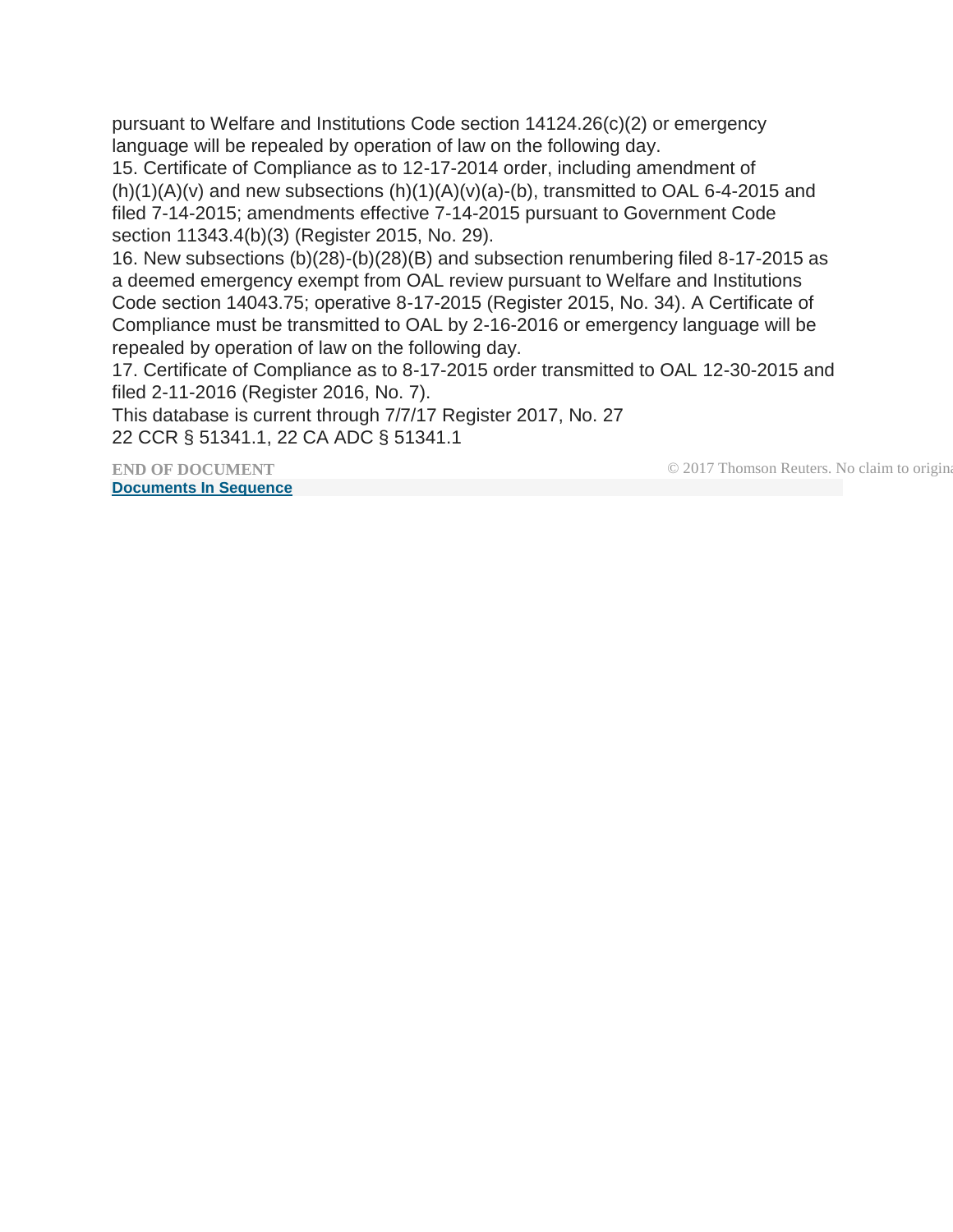pursuant to Welfare and Institutions Code section 14124.26(c)(2) or emergency language will be repealed by operation of law on the following day.

15. Certificate of Compliance as to 12-17-2014 order, including amendment of (h)(1)(A)(v) and new subsections (h)(1)(A)(v)(a)-(b), transmitted to OAL 6-4-2015 and filed 7-14-2015; amendments effective 7-14-2015 pursuant to Government Code section 11343.4(b)(3) (Register 2015, No. 29).

16. New subsections (b)(28)-(b)(28)(B) and subsection renumbering filed 8-17-2015 as a deemed emergency exempt from OAL review pursuant to Welfare and Institutions Code section 14043.75; operative 8-17-2015 (Register 2015, No. 34). A Certificate of Compliance must be transmitted to OAL by 2-16-2016 or emergency language will be repealed by operation of law on the following day.

17. Certificate of Compliance as to 8-17-2015 order transmitted to OAL 12-30-2015 and filed 2-11-2016 (Register 2016, No. 7).

This database is current through 7/7/17 Register 2017, No. 27

22 CCR § 51341.1, 22 CA ADC § 51341.1

END OF DOCUMENT

© 2017 Thomson Reuters. No claim to origina

Documents In Sequence